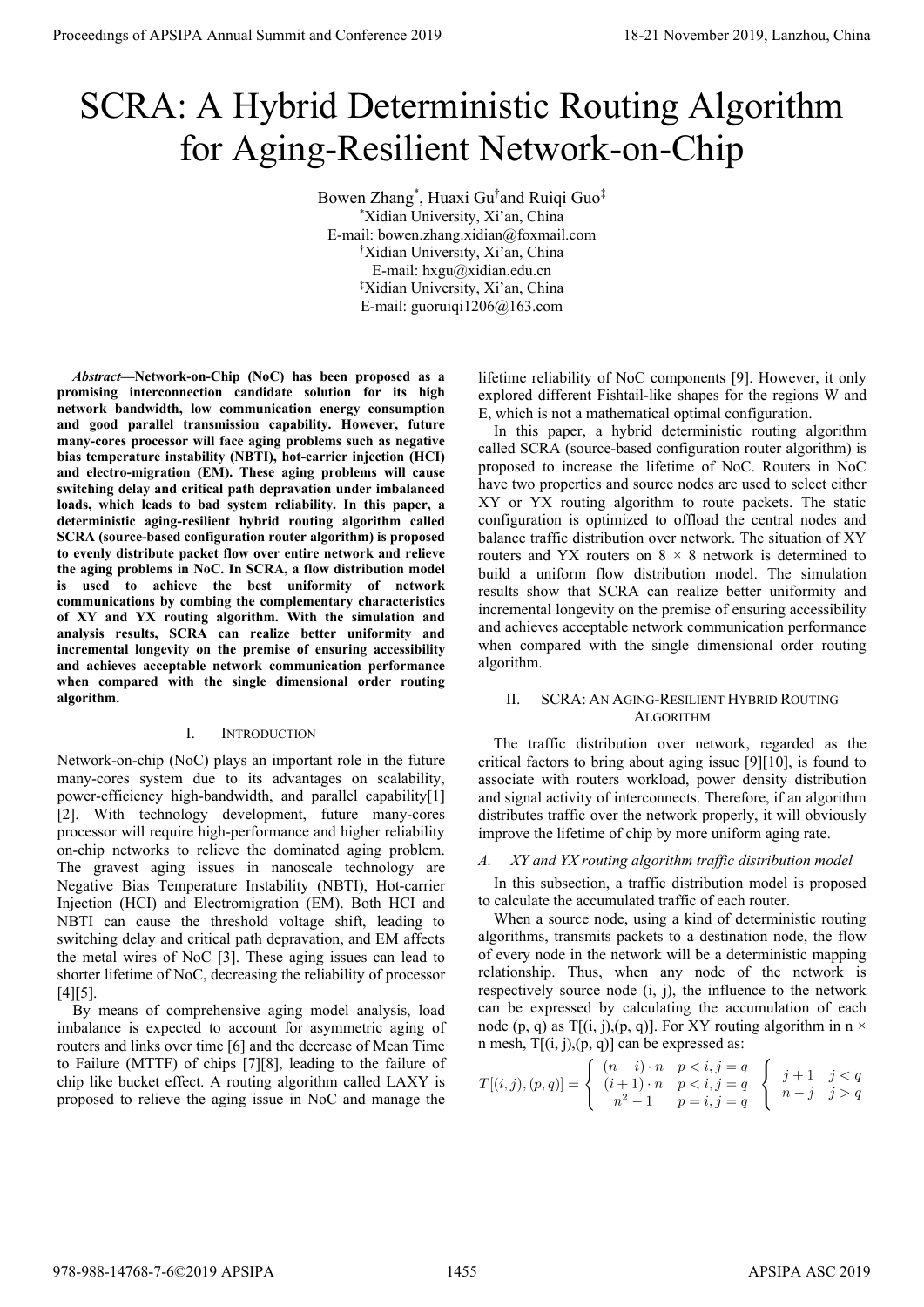#  SCRA: A Hybrid Deterministic Routing Algorithm for Aging-Resilient Network-on-Chip

Bowen Zhang[*], Huaxi Gu[†] and Ruiqi Guo[‡]

[*]Xidian University, Xi'an, China
E-mail: bowen.zhang.xidian@foxmail.com
[†]Xidian University, Xi'an, China
E-mail: hxgu@xidian.edu.cn
[‡]Xidian University, Xi'an, China
E-mail: guoruiqi1206@163.com

***Abstract*—Network-on-Chip (NoC) has been proposed as a promising interconnection candidate solution for its high network bandwidth, low communication energy consumption and good parallel transmission capability. However, future many-cores processor will face aging problems such as negative bias temperature instability (NBTI), hot-carrier injection (HCI) and electro-migration (EM). These aging problems will cause switching delay and critical path depravation under imbalanced loads, which leads to bad system reliability. In this paper, a deterministic aging-resilient hybrid routing algorithm called SCRA (source-based configuration router algorithm) is proposed to evenly distribute packet flow over entire network and relieve the aging problems in NoC. In SCRA, a flow distribution model is used to achieve the best uniformity of network communications by combing the complementary characteristics of XY and YX routing algorithm. With the simulation and analysis results, SCRA can realize better uniformity and incremental longevity on the premise of ensuring accessibility and achieves acceptable network communication performance when compared with the single dimensional order routing algorithm.**

## I. Introduction

Network-on-chip (NoC) plays an important role in the future many-cores system due to its advantages on scalability, power-efficiency high-bandwidth, and parallel capability[1] [2]. With technology development, future many-cores processor will require high-performance and higher reliability on-chip networks to relieve the dominated aging problem. The gravest aging issues in nanoscale technology are Negative Bias Temperature Instability (NBTI), Hot-carrier Injection (HCI) and Electromigration (EM). Both HCI and NBTI can cause the threshold voltage shift, leading to switching delay and critical path depravation, and EM affects the metal wires of NoC [3]. These aging issues can lead to shorter lifetime of NoC, decreasing the reliability of processor [4][5].

By means of comprehensive aging model analysis, load imbalance is expected to account for asymmetric aging of routers and links over time [6] and the decrease of Mean Time to Failure (MTTF) of chips [7][8], leading to the failure of chip like bucket effect. A routing algorithm called LAXY is proposed to relieve the aging issue in NoC and manage the lifetime reliability of NoC components [9]. However, it only explored different Fishtail-like shapes for the regions W and E, which is not a mathematical optimal configuration.

In this paper, a hybrid deterministic routing algorithm called SCRA (source-based configuration router algorithm) is proposed to increase the lifetime of NoC. Routers in NoC have two properties and source nodes are used to select either XY or YX routing algorithm to route packets. The static configuration is optimized to offload the central nodes and balance traffic distribution over network. The situation of XY routers and YX routers on 8 × 8 network is determined to build a uniform flow distribution model. The simulation results show that SCRA can realize better uniformity and incremental longevity on the premise of ensuring accessibility and achieves acceptable network communication performance when compared with the single dimensional order routing algorithm.

## II. SCRA: An Aging-Resilient Hybrid Routing Algorithm

The traffic distribution over network, regarded as the critical factors to bring about aging issue [9][10], is found to associate with routers workload, power density distribution and signal activity of interconnects. Therefore, if an algorithm distributes traffic over the network properly, it will obviously improve the lifetime of chip by more uniform aging rate.

### *A. XY and YX routing algorithm traffic distribution model*

In this subsection, a traffic distribution model is proposed to calculate the accumulated traffic of each router.

When a source node, using a kind of deterministic routing algorithms, transmits packets to a destination node, the flow of every node in the network will be a deterministic mapping relationship. Thus, when any node of the network is respectively source node (i, j), the influence to the network can be expressed by calculating the accumulation of each node (p, q) as T[(i, j),(p, q)]. For XY routing algorithm in n × n mesh, T[(i, j),(p, q)] can be expressed as:

$$T[(i,j),(p,q)] = \begin{cases} (n-i)\cdot n & p<i, j=q \\ (i+1)\cdot n & p<i, j=q \\ n^2-1 & p=i, j=q \end{cases} \quad \begin{cases} j+1 & j<q \\ n-j & j>q \end{cases}$$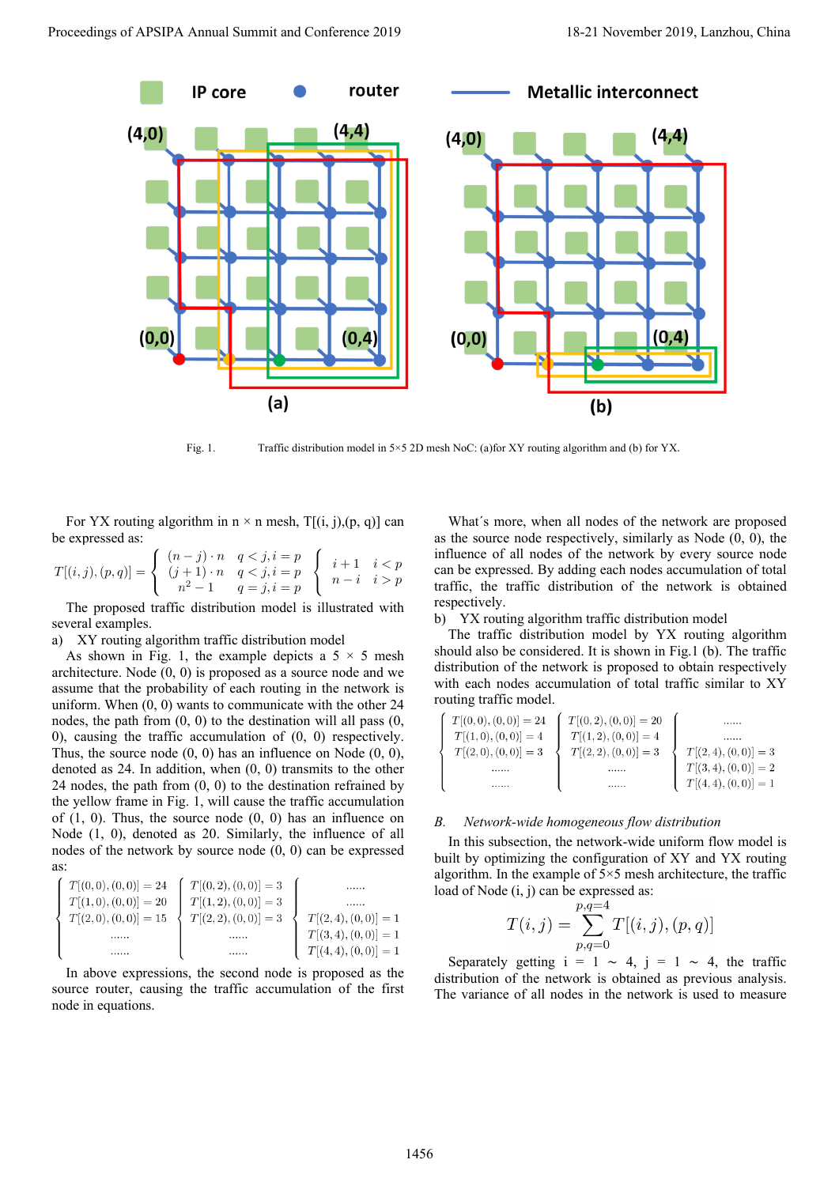Fig. 1. Traffic distribution model in 5×5 2D mesh NoC: (a)for XY routing algorithm and (b) for YX.

For YX routing algorithm in n × n mesh, T[(i, j),(p, q)] can be expressed as:

$$T[(i,j),(p,q)] = \begin{cases} (n-j)\cdot n & q<j, i=p \\ (j+1)\cdot n & q<j, i=p \\ n^2-1 & q=j, i=p \end{cases} \begin{cases} i+1 & i<p \\ n-i & i>p \end{cases}$$

The proposed traffic distribution model is illustrated with several examples.

a) XY routing algorithm traffic distribution model

As shown in Fig. 1, the example depicts a 5 × 5 mesh architecture. Node (0, 0) is proposed as a source node and we assume that the probability of each routing in the network is uniform. When (0, 0) wants to communicate with the other 24 nodes, the path from (0, 0) to the destination will all pass (0, 0), causing the traffic accumulation of (0, 0) respectively. Thus, the source node (0, 0) has an influence on Node (0, 0), denoted as 24. In addition, when (0, 0) transmits to the other 24 nodes, the path from (0, 0) to the destination refrained by the yellow frame in Fig. 1, will cause the traffic accumulation of (1, 0). Thus, the source node (0, 0) has an influence on Node (1, 0), denoted as 20. Similarly, the influence of all nodes of the network by source node (0, 0) can be expressed as:

$$\begin{cases} T[(0,0),(0,0)]=24 \\ T[(1,0),(0,0)]=20 \\ T[(2,0),(0,0)]=15 \\ \ldots\ldots \\ \ldots\ldots \end{cases} \begin{cases} T[(0,2),(0,0)]=3 \\ T[(1,2),(0,0)]=3 \\ T[(2,2),(0,0)]=3 \\ \ldots\ldots \\ \ldots\ldots \end{cases} \begin{cases} \ldots\ldots \\ \ldots\ldots \\ T[(2,4),(0,0)]=1 \\ T[(3,4),(0,0)]=1 \\ T[(4,4),(0,0)]=1 \end{cases}$$

In above expressions, the second node is proposed as the source router, causing the traffic accumulation of the first node in equations.

What´s more, when all nodes of the network are proposed as the source node respectively, similarly as Node (0, 0), the influence of all nodes of the network by every source node can be expressed. By adding each nodes accumulation of total traffic, the traffic distribution of the network is obtained respectively.

b) YX routing algorithm traffic distribution model

The traffic distribution model by YX routing algorithm should also be considered. It is shown in Fig.1 (b). The traffic distribution of the network is proposed to obtain respectively with each nodes accumulation of total traffic similar to XY routing traffic model.

$$\begin{cases} T[(0,0),(0,0)]=24 \\ T[(1,0),(0,0)]=4 \\ T[(2,0),(0,0)]=3 \\ \ldots\ldots \\ \ldots\ldots \end{cases} \begin{cases} T[(0,2),(0,0)]=20 \\ T[(1,2),(0,0)]=4 \\ T[(2,2),(0,0)]=3 \\ \ldots\ldots \\ \ldots\ldots \end{cases} \begin{cases} \ldots\ldots \\ \ldots\ldots \\ T[(2,4),(0,0)]=3 \\ T[(3,4),(0,0)]=2 \\ T[(4,4),(0,0)]=1 \end{cases}$$

### B. *Network-wide homogeneous flow distribution*

In this subsection, the network-wide uniform flow model is built by optimizing the configuration of XY and YX routing algorithm. In the example of 5×5 mesh architecture, the traffic load of Node (i, j) can be expressed as:

$$T(i,j) = \sum_{p,q=0}^{p,q=4} T[(i,j),(p,q)]$$

Separately getting i = 1 ~ 4, j = 1 ~ 4, the traffic distribution of the network is obtained as previous analysis. The variance of all nodes in the network is used to measure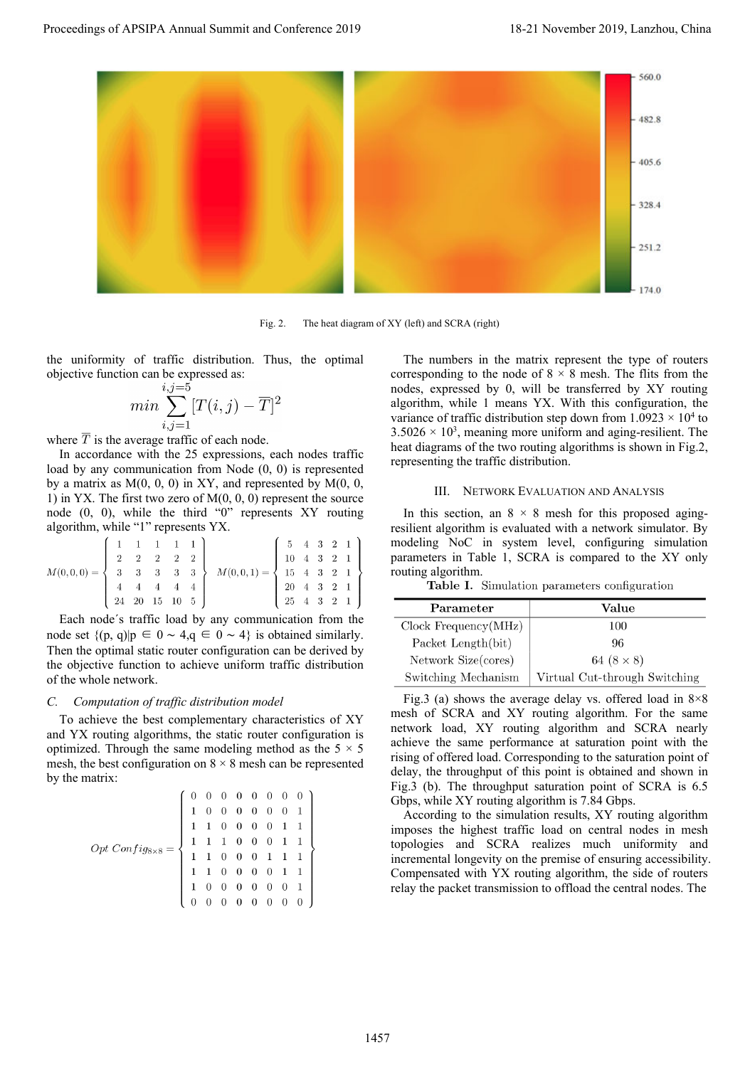Fig. 2. The heat diagram of XY (left) and SCRA (right)

the uniformity of traffic distribution. Thus, the optimal objective function can be expressed as:

$$min \sum_{i,j=1}^{i,j=5} [T(i,j) - \overline{T}]^2$$

where $\overline{T}$ is the average traffic of each node.

In accordance with the 25 expressions, each nodes traffic load by any communication from Node (0, 0) is represented by a matrix as M(0, 0, 0) in XY, and represented by M(0, 0, 1) in YX. The first two zero of M(0, 0, 0) represent the source node (0, 0), while the third "0" represents XY routing algorithm, while "1" represents YX.

$$M(0,0,0) = \begin{Bmatrix} 1 & 1 & 1 & 1 & 1 \\ 2 & 2 & 2 & 2 & 2 \\ 3 & 3 & 3 & 3 & 3 \\ 4 & 4 & 4 & 4 & 4 \\ 24 & 20 & 15 & 10 & 5 \end{Bmatrix} \quad M(0,0,1) = \begin{Bmatrix} 5 & 4 & 3 & 2 & 1 \\ 10 & 4 & 3 & 2 & 1 \\ 15 & 4 & 3 & 2 & 1 \\ 20 & 4 & 3 & 2 & 1 \\ 25 & 4 & 3 & 2 & 1 \end{Bmatrix}$$

Each node´s traffic load by any communication from the node set {(p, q)|p ∈ 0 ~ 4,q ∈ 0 ~ 4} is obtained similarly. Then the optimal static router configuration can be derived by the objective function to achieve uniform traffic distribution of the whole network.

### *C. Computation of traffic distribution model*

To achieve the best complementary characteristics of XY and YX routing algorithms, the static router configuration is optimized. Through the same modeling method as the 5 × 5 mesh, the best configuration on 8 × 8 mesh can be represented by the matrix:

$$Opt\ Config_{8\times8} = \begin{Bmatrix} 0 & 0 & 0 & 0 & 0 & 0 & 0 & 0 \\ 1 & 0 & 0 & 0 & 0 & 0 & 0 & 1 \\ 1 & 1 & 0 & 0 & 0 & 0 & 1 & 1 \\ 1 & 1 & 1 & 0 & 0 & 0 & 1 & 1 \\ 1 & 1 & 0 & 0 & 0 & 1 & 1 & 1 \\ 1 & 1 & 0 & 0 & 0 & 0 & 1 & 1 \\ 1 & 0 & 0 & 0 & 0 & 0 & 0 & 1 \\ 0 & 0 & 0 & 0 & 0 & 0 & 0 & 0 \end{Bmatrix}$$

The numbers in the matrix represent the type of routers corresponding to the node of 8 × 8 mesh. The flits from the nodes, expressed by 0, will be transferred by XY routing algorithm, while 1 means YX. With this configuration, the variance of traffic distribution step down from 1.0923 × $10^4$ to 3.5026 × $10^3$, meaning more uniform and aging-resilient. The heat diagrams of the two routing algorithms is shown in Fig.2, representing the traffic distribution.

## III. NETWORK EVALUATION AND ANALYSIS

In this section, an 8 × 8 mesh for this proposed aging-resilient algorithm is evaluated with a network simulator. By modeling NoC in system level, configuring simulation parameters in Table 1, SCRA is compared to the XY only routing algorithm.

**Table I.** Simulation parameters configuration

| Parameter | Value |
|---|---|
| Clock Frequency(MHz) | 100 |
| Packet Length(bit) | 96 |
| Network Size(cores) | 64 (8 × 8) |
| Switching Mechanism | Virtual Cut-through Switching |

Fig.3 (a) shows the average delay vs. offered load in 8×8 mesh of SCRA and XY routing algorithm. For the same network load, XY routing algorithm and SCRA nearly achieve the same performance at saturation point with the rising of offered load. Corresponding to the saturation point of delay, the throughput of this point is obtained and shown in Fig.3 (b). The throughput saturation point of SCRA is 6.5 Gbps, while XY routing algorithm is 7.84 Gbps.

According to the simulation results, XY routing algorithm imposes the highest traffic load on central nodes in mesh topologies and SCRA realizes much uniformity and incremental longevity on the premise of ensuring accessibility. Compensated with YX routing algorithm, the side of routers relay the packet transmission to offload the central nodes. The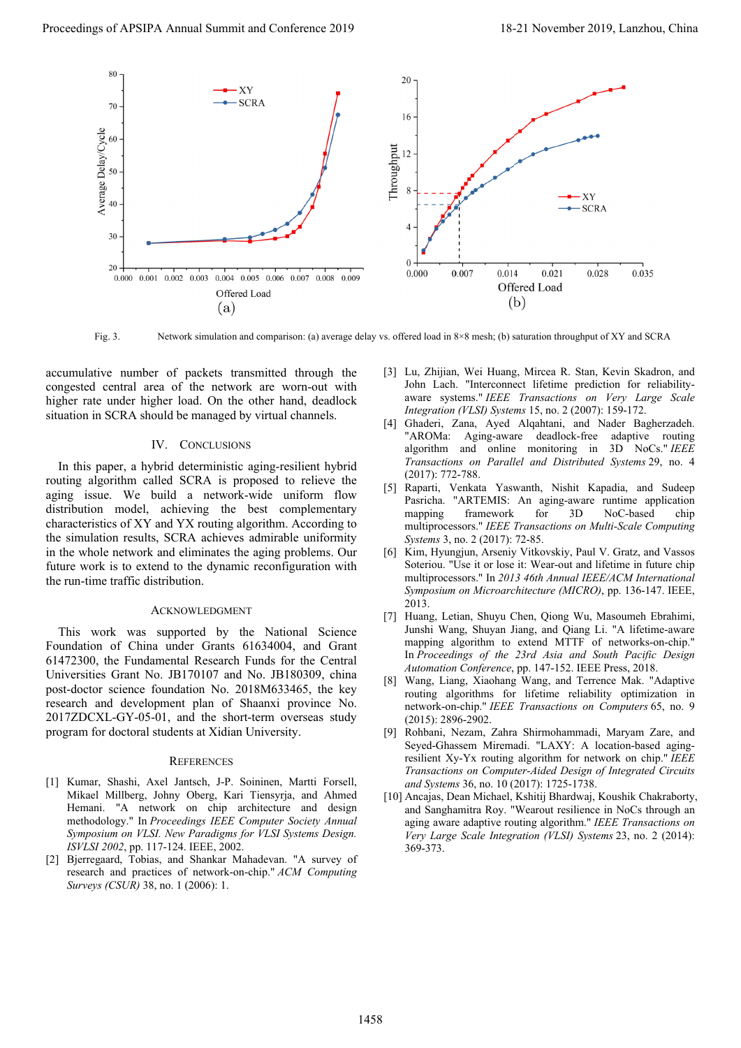80
70
60
50
40
30
20
Average Delay/Cycle
XY
SCRA
0.000 0.001 0.002 0.003 0.004 0.005 0.006 0.007 0.008 0.009
Offered Load
(a)

20
16
12
8
4
0
Throughput
XY
SCRA
0.000 0.007 0.014 0.021 0.028 0.035
Offered Load
(b)

Fig. 3. Network simulation and comparison: (a) average delay vs. offered load in 8×8 mesh; (b) saturation throughput of XY and SCRA

accumulative number of packets transmitted through the congested central area of the network are worn-out with higher rate under higher load. On the other hand, deadlock situation in SCRA should be managed by virtual channels.

## IV. Conclusions

In this paper, a hybrid deterministic aging-resilient hybrid routing algorithm called SCRA is proposed to relieve the aging issue. We build a network-wide uniform flow distribution model, achieving the best complementary characteristics of XY and YX routing algorithm. According to the simulation results, SCRA achieves admirable uniformity in the whole network and eliminates the aging problems. Our future work is to extend to the dynamic reconfiguration with the run-time traffic distribution.

## Acknowledgment

This work was supported by the National Science Foundation of China under Grants 61634004, and Grant 61472300, the Fundamental Research Funds for the Central Universities Grant No. JB170107 and No. JB180309, china post-doctor science foundation No. 2018M633465, the key research and development plan of Shaanxi province No. 2017ZDCXL-GY-05-01, and the short-term overseas study program for doctoral students at Xidian University.

## References

[1] Kumar, Shashi, Axel Jantsch, J-P. Soininen, Martti Forsell, Mikael Millberg, Johny Oberg, Kari Tiensyrja, and Ahmed Hemani. "A network on chip architecture and design methodology." In *Proceedings IEEE Computer Society Annual Symposium on VLSI. New Paradigms for VLSI Systems Design. ISVLSI 2002*, pp. 117-124. IEEE, 2002.

[2] Bjerregaard, Tobias, and Shankar Mahadevan. "A survey of research and practices of network-on-chip." *ACM Computing Surveys (CSUR)* 38, no. 1 (2006): 1.

[3] Lu, Zhijian, Wei Huang, Mircea R. Stan, Kevin Skadron, and John Lach. "Interconnect lifetime prediction for reliability-aware systems." *IEEE Transactions on Very Large Scale Integration (VLSI) Systems* 15, no. 2 (2007): 159-172.

[4] Ghaderi, Zana, Ayed Alqahtani, and Nader Bagherzadeh. "AROMa: Aging-aware deadlock-free adaptive routing algorithm and online monitoring in 3D NoCs." *IEEE Transactions on Parallel and Distributed Systems* 29, no. 4 (2017): 772-788.

[5] Raparti, Venkata Yaswanth, Nishit Kapadia, and Sudeep Pasricha. "ARTEMIS: An aging-aware runtime application mapping framework for 3D NoC-based chip multiprocessors." *IEEE Transactions on Multi-Scale Computing Systems* 3, no. 2 (2017): 72-85.

[6] Kim, Hyungjun, Arseniy Vitkovskiy, Paul V. Gratz, and Vassos Soteriou. "Use it or lose it: Wear-out and lifetime in future chip multiprocessors." In *2013 46th Annual IEEE/ACM International Symposium on Microarchitecture (MICRO)*, pp. 136-147. IEEE, 2013.

[7] Huang, Letian, Shuyu Chen, Qiong Wu, Masoumeh Ebrahimi, Junshi Wang, Shuyan Jiang, and Qiang Li. "A lifetime-aware mapping algorithm to extend MTTF of networks-on-chip." In *Proceedings of the 23rd Asia and South Pacific Design Automation Conference*, pp. 147-152. IEEE Press, 2018.

[8] Wang, Liang, Xiaohang Wang, and Terrence Mak. "Adaptive routing algorithms for lifetime reliability optimization in network-on-chip." *IEEE Transactions on Computers* 65, no. 9 (2015): 2896-2902.

[9] Rohbani, Nezam, Zahra Shirmohammadi, Maryam Zare, and Seyed-Ghassem Miremadi. "LAXY: A location-based aging-resilient Xy-Yx routing algorithm for network on chip." *IEEE Transactions on Computer-Aided Design of Integrated Circuits and Systems* 36, no. 10 (2017): 1725-1738.

[10] Ancajas, Dean Michael, Kshitij Bhardwaj, Koushik Chakraborty, and Sanghamitra Roy. "Wearout resilience in NoCs through an aging aware adaptive routing algorithm." *IEEE Transactions on Very Large Scale Integration (VLSI) Systems* 23, no. 2 (2014): 369-373.